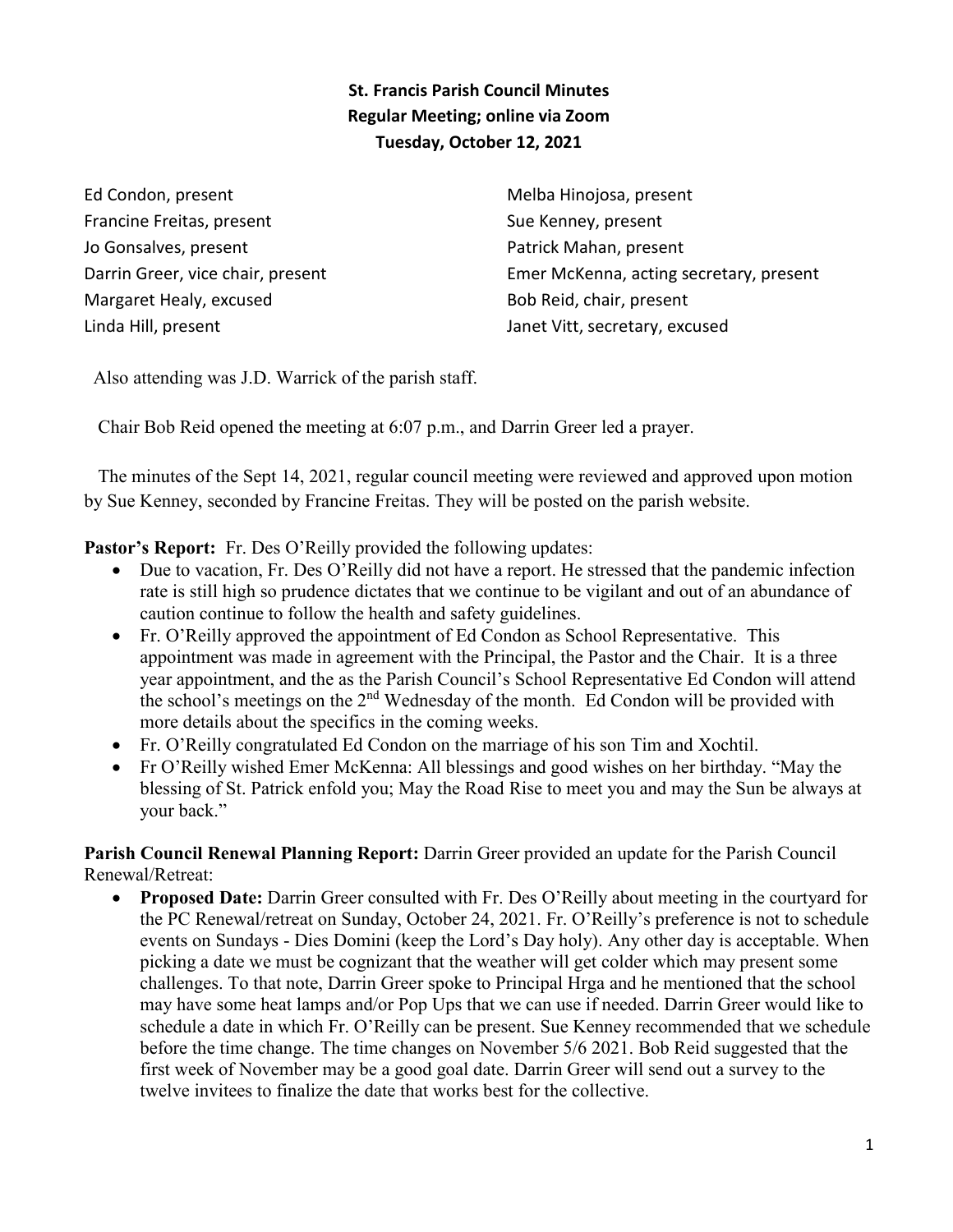# St. Francis Parish Council Minutes
## Regular Meeting; online via Zoom
## Tuesday, October 12, 2021

Ed Condon, present
Francine Freitas, present
Jo Gonsalves, present
Darrin Greer, vice chair, present
Margaret Healy, excused
Linda Hill, present
Melba Hinojosa, present
Sue Kenney, present
Patrick Mahan, present
Emer McKenna, acting secretary, present
Bob Reid, chair, present
Janet Vitt, secretary, excused

Also attending was J.D. Warrick of the parish staff.

Chair Bob Reid opened the meeting at 6:07 p.m., and Darrin Greer led a prayer.

The minutes of the Sept 14, 2021, regular council meeting were reviewed and approved upon motion by Sue Kenney, seconded by Francine Freitas. They will be posted on the parish website.

**Pastor's Report:** Fr. Des O'Reilly provided the following updates:

- Due to vacation, Fr. Des O'Reilly did not have a report. He stressed that the pandemic infection rate is still high so prudence dictates that we continue to be vigilant and out of an abundance of caution continue to follow the health and safety guidelines.
- Fr. O'Reilly approved the appointment of Ed Condon as School Representative. This appointment was made in agreement with the Principal, the Pastor and the Chair. It is a three year appointment, and the as the Parish Council's School Representative Ed Condon will attend the school's meetings on the 2nd Wednesday of the month. Ed Condon will be provided with more details about the specifics in the coming weeks.
- Fr. O'Reilly congratulated Ed Condon on the marriage of his son Tim and Xochtil.
- Fr O'Reilly wished Emer McKenna: All blessings and good wishes on her birthday. "May the blessing of St. Patrick enfold you; May the Road Rise to meet you and may the Sun be always at your back."

**Parish Council Renewal Planning Report:** Darrin Greer provided an update for the Parish Council Renewal/Retreat:

- **Proposed Date:** Darrin Greer consulted with Fr. Des O'Reilly about meeting in the courtyard for the PC Renewal/retreat on Sunday, October 24, 2021. Fr. O'Reilly's preference is not to schedule events on Sundays - Dies Domini (keep the Lord's Day holy). Any other day is acceptable. When picking a date we must be cognizant that the weather will get colder which may present some challenges. To that note, Darrin Greer spoke to Principal Hrga and he mentioned that the school may have some heat lamps and/or Pop Ups that we can use if needed. Darrin Greer would like to schedule a date in which Fr. O'Reilly can be present. Sue Kenney recommended that we schedule before the time change. The time changes on November 5/6 2021. Bob Reid suggested that the first week of November may be a good goal date. Darrin Greer will send out a survey to the twelve invitees to finalize the date that works best for the collective.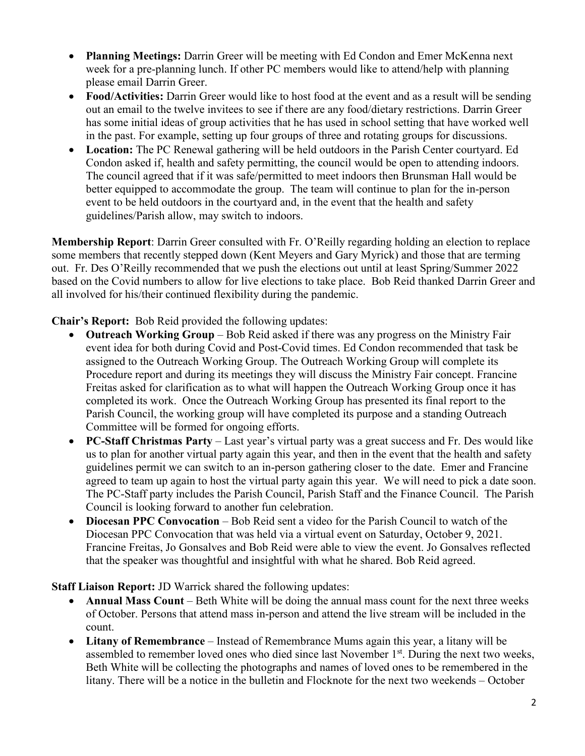- **Planning Meetings:** Darrin Greer will be meeting with Ed Condon and Emer McKenna next week for a pre-planning lunch. If other PC members would like to attend/help with planning please email Darrin Greer.
- **Food/Activities:** Darrin Greer would like to host food at the event and as a result will be sending out an email to the twelve invitees to see if there are any food/dietary restrictions. Darrin Greer has some initial ideas of group activities that he has used in school setting that have worked well in the past. For example, setting up four groups of three and rotating groups for discussions.
- **Location:** The PC Renewal gathering will be held outdoors in the Parish Center courtyard. Ed Condon asked if, health and safety permitting, the council would be open to attending indoors. The council agreed that if it was safe/permitted to meet indoors then Brunsman Hall would be better equipped to accommodate the group. The team will continue to plan for the in-person event to be held outdoors in the courtyard and, in the event that the health and safety guidelines/Parish allow, may switch to indoors.

**Membership Report**: Darrin Greer consulted with Fr. O'Reilly regarding holding an election to replace some members that recently stepped down (Kent Meyers and Gary Myrick) and those that are terming out. Fr. Des O'Reilly recommended that we push the elections out until at least Spring/Summer 2022 based on the Covid numbers to allow for live elections to take place. Bob Reid thanked Darrin Greer and all involved for his/their continued flexibility during the pandemic.

**Chair's Report:** Bob Reid provided the following updates:

- **Outreach Working Group** – Bob Reid asked if there was any progress on the Ministry Fair event idea for both during Covid and Post-Covid times. Ed Condon recommended that task be assigned to the Outreach Working Group. The Outreach Working Group will complete its Procedure report and during its meetings they will discuss the Ministry Fair concept. Francine Freitas asked for clarification as to what will happen the Outreach Working Group once it has completed its work. Once the Outreach Working Group has presented its final report to the Parish Council, the working group will have completed its purpose and a standing Outreach Committee will be formed for ongoing efforts.
- **PC-Staff Christmas Party** – Last year's virtual party was a great success and Fr. Des would like us to plan for another virtual party again this year, and then in the event that the health and safety guidelines permit we can switch to an in-person gathering closer to the date. Emer and Francine agreed to team up again to host the virtual party again this year. We will need to pick a date soon. The PC-Staff party includes the Parish Council, Parish Staff and the Finance Council. The Parish Council is looking forward to another fun celebration.
- **Diocesan PPC Convocation** – Bob Reid sent a video for the Parish Council to watch of the Diocesan PPC Convocation that was held via a virtual event on Saturday, October 9, 2021. Francine Freitas, Jo Gonsalves and Bob Reid were able to view the event. Jo Gonsalves reflected that the speaker was thoughtful and insightful with what he shared. Bob Reid agreed.

**Staff Liaison Report:** JD Warrick shared the following updates:

- **Annual Mass Count** – Beth White will be doing the annual mass count for the next three weeks of October. Persons that attend mass in-person and attend the live stream will be included in the count.
- **Litany of Remembrance** – Instead of Remembrance Mums again this year, a litany will be assembled to remember loved ones who died since last November 1st. During the next two weeks, Beth White will be collecting the photographs and names of loved ones to be remembered in the litany. There will be a notice in the bulletin and Flocknote for the next two weekends – October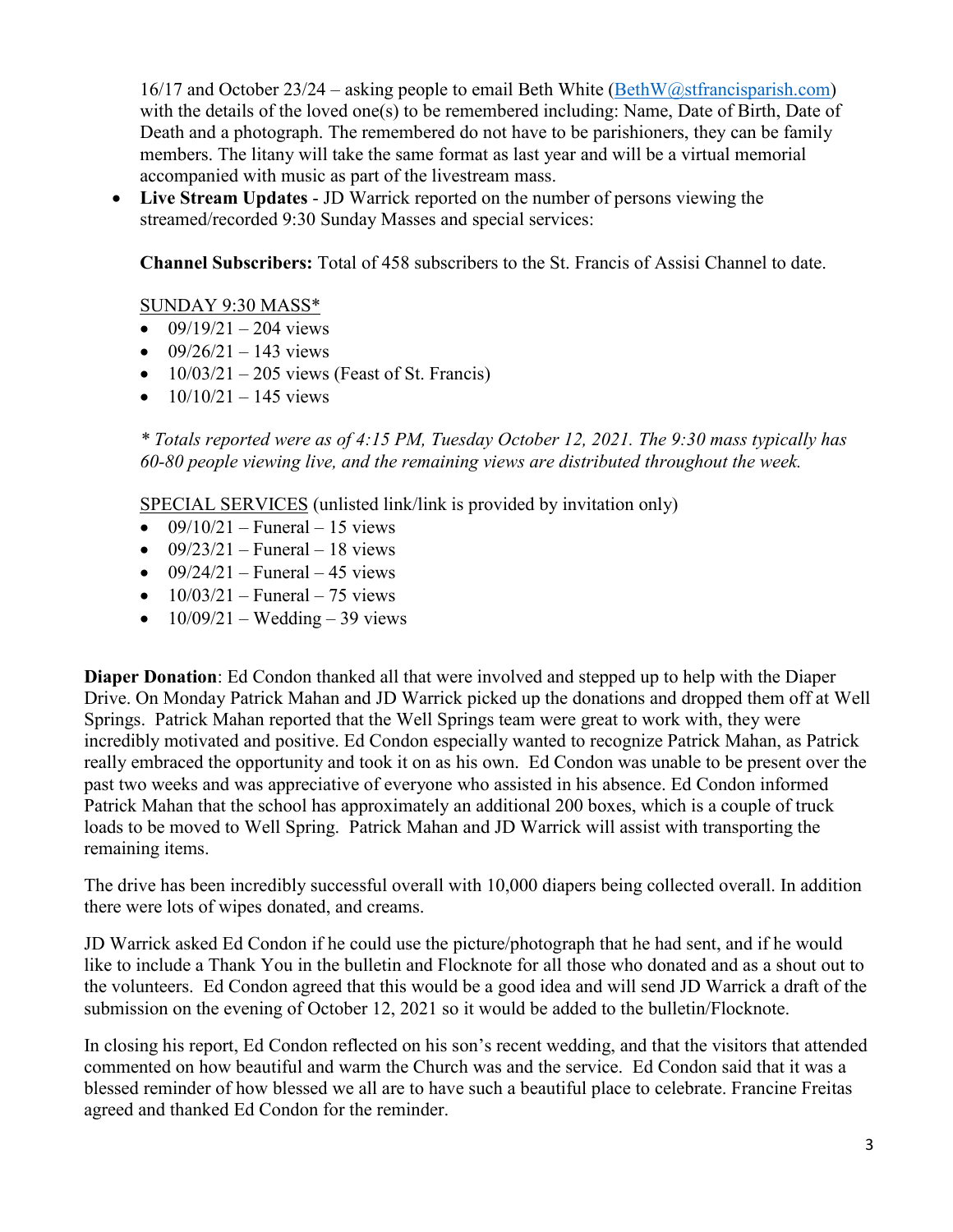16/17 and October 23/24 – asking people to email Beth White (BethW@stfrancisparish.com) with the details of the loved one(s) to be remembered including: Name, Date of Birth, Date of Death and a photograph. The remembered do not have to be parishioners, they can be family members. The litany will take the same format as last year and will be a virtual memorial accompanied with music as part of the livestream mass.

- **Live Stream Updates** - JD Warrick reported on the number of persons viewing the streamed/recorded 9:30 Sunday Masses and special services:

  **Channel Subscribers:** Total of 458 subscribers to the St. Francis of Assisi Channel to date.

  SUNDAY 9:30 MASS*
  - 09/19/21 – 204 views
  - 09/26/21 – 143 views
  - 10/03/21 – 205 views (Feast of St. Francis)
  - 10/10/21 – 145 views

  *\* Totals reported were as of 4:15 PM, Tuesday October 12, 2021. The 9:30 mass typically has 60-80 people viewing live, and the remaining views are distributed throughout the week.*

  SPECIAL SERVICES (unlisted link/link is provided by invitation only)
  - 09/10/21 – Funeral – 15 views
  - 09/23/21 – Funeral – 18 views
  - 09/24/21 – Funeral – 45 views
  - 10/03/21 – Funeral – 75 views
  - 10/09/21 – Wedding – 39 views

**Diaper Donation**: Ed Condon thanked all that were involved and stepped up to help with the Diaper Drive. On Monday Patrick Mahan and JD Warrick picked up the donations and dropped them off at Well Springs. Patrick Mahan reported that the Well Springs team were great to work with, they were incredibly motivated and positive. Ed Condon especially wanted to recognize Patrick Mahan, as Patrick really embraced the opportunity and took it on as his own. Ed Condon was unable to be present over the past two weeks and was appreciative of everyone who assisted in his absence. Ed Condon informed Patrick Mahan that the school has approximately an additional 200 boxes, which is a couple of truck loads to be moved to Well Spring. Patrick Mahan and JD Warrick will assist with transporting the remaining items.

The drive has been incredibly successful overall with 10,000 diapers being collected overall. In addition there were lots of wipes donated, and creams.

JD Warrick asked Ed Condon if he could use the picture/photograph that he had sent, and if he would like to include a Thank You in the bulletin and Flocknote for all those who donated and as a shout out to the volunteers. Ed Condon agreed that this would be a good idea and will send JD Warrick a draft of the submission on the evening of October 12, 2021 so it would be added to the bulletin/Flocknote.

In closing his report, Ed Condon reflected on his son's recent wedding, and that the visitors that attended commented on how beautiful and warm the Church was and the service. Ed Condon said that it was a blessed reminder of how blessed we all are to have such a beautiful place to celebrate. Francine Freitas agreed and thanked Ed Condon for the reminder.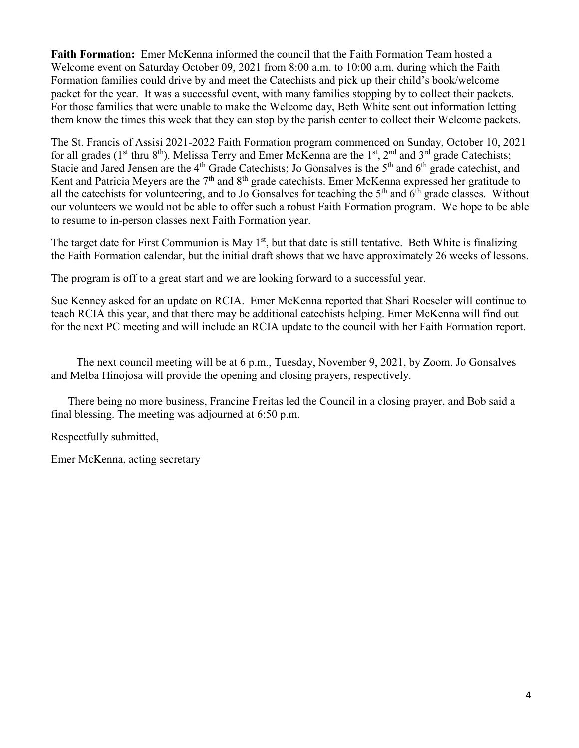**Faith Formation:** Emer McKenna informed the council that the Faith Formation Team hosted a Welcome event on Saturday October 09, 2021 from 8:00 a.m. to 10:00 a.m. during which the Faith Formation families could drive by and meet the Catechists and pick up their child's book/welcome packet for the year. It was a successful event, with many families stopping by to collect their packets. For those families that were unable to make the Welcome day, Beth White sent out information letting them know the times this week that they can stop by the parish center to collect their Welcome packets.

The St. Francis of Assisi 2021-2022 Faith Formation program commenced on Sunday, October 10, 2021 for all grades (1st thru 8th). Melissa Terry and Emer McKenna are the 1st, 2nd and 3rd grade Catechists; Stacie and Jared Jensen are the 4th Grade Catechists; Jo Gonsalves is the 5th and 6th grade catechist, and Kent and Patricia Meyers are the 7th and 8th grade catechists. Emer McKenna expressed her gratitude to all the catechists for volunteering, and to Jo Gonsalves for teaching the 5th and 6th grade classes. Without our volunteers we would not be able to offer such a robust Faith Formation program. We hope to be able to resume to in-person classes next Faith Formation year.

The target date for First Communion is May 1st, but that date is still tentative. Beth White is finalizing the Faith Formation calendar, but the initial draft shows that we have approximately 26 weeks of lessons.

The program is off to a great start and we are looking forward to a successful year.

Sue Kenney asked for an update on RCIA. Emer McKenna reported that Shari Roeseler will continue to teach RCIA this year, and that there may be additional catechists helping. Emer McKenna will find out for the next PC meeting and will include an RCIA update to the council with her Faith Formation report.

The next council meeting will be at 6 p.m., Tuesday, November 9, 2021, by Zoom. Jo Gonsalves and Melba Hinojosa will provide the opening and closing prayers, respectively.

There being no more business, Francine Freitas led the Council in a closing prayer, and Bob said a final blessing. The meeting was adjourned at 6:50 p.m.

Respectfully submitted,

Emer McKenna, acting secretary